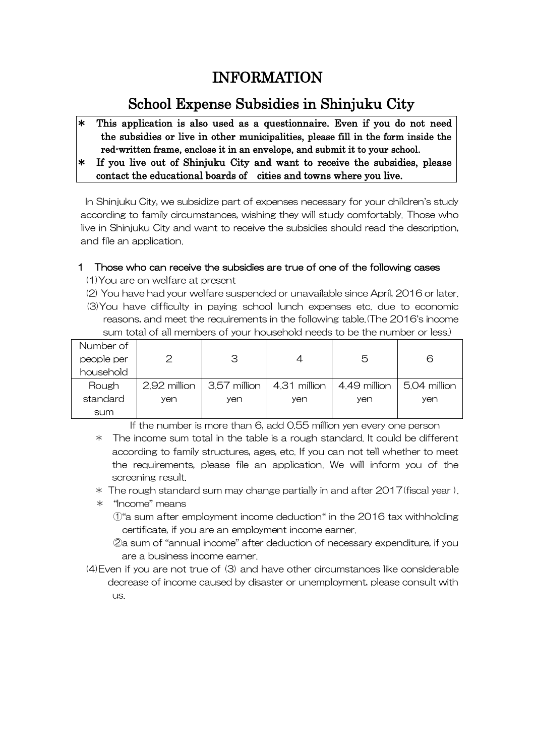# INFORMATION

## School Expense Subsidies in Shinjuku City

> **＊ This application is also used as a questionnaire. Even if you do not need the subsidies or live in other municipalities, please fill in the form inside the red-written frame, enclose it in an envelope, and submit it to your school.**
>
> **＊ If you live out of Shinjuku City and want to receive the subsidies, please contact the educational boards of cities and towns where you live.**

In Shinjuku City, we subsidize part of expenses necessary for your children's study according to family circumstances, wishing they will study comfortably. Those who live in Shinjuku City and want to receive the subsidies should read the description, and file an application.

### 1 Those who can receive the subsidies are true of one of the following cases

(1) You are on welfare at present

(2) You have had your welfare suspended or unavailable since April, 2016 or later.

(3) You have difficulty in paying school lunch expenses etc. due to economic reasons, and meet the requirements in the following table.(The 2016's income sum total of all members of your household needs to be the number or less.)

| Number of people per household | 2 | 3 | 4 | 5 | 6 |
|---|---|---|---|---|---|
| Rough standard sum | 2.92 million yen | 3.57 million yen | 4.31 million yen | 4.49 million yen | 5.04 million yen |

If the number is more than 6, add 0.55 million yen every one person

＊ The income sum total in the table is a rough standard. It could be different according to family structures, ages, etc. If you can not tell whether to meet the requirements, please file an application. We will inform you of the screening result.

＊ The rough standard sum may change partially in and after 2017(fiscal year ).

＊ "Income" means

①"a sum after employment income deduction" in the 2016 tax withholding certificate, if you are an employment income earner.

②a sum of "annual income" after deduction of necessary expenditure, if you are a business income earner.

(4) Even if you are not true of (3) and have other circumstances like considerable decrease of income caused by disaster or unemployment, please consult with us.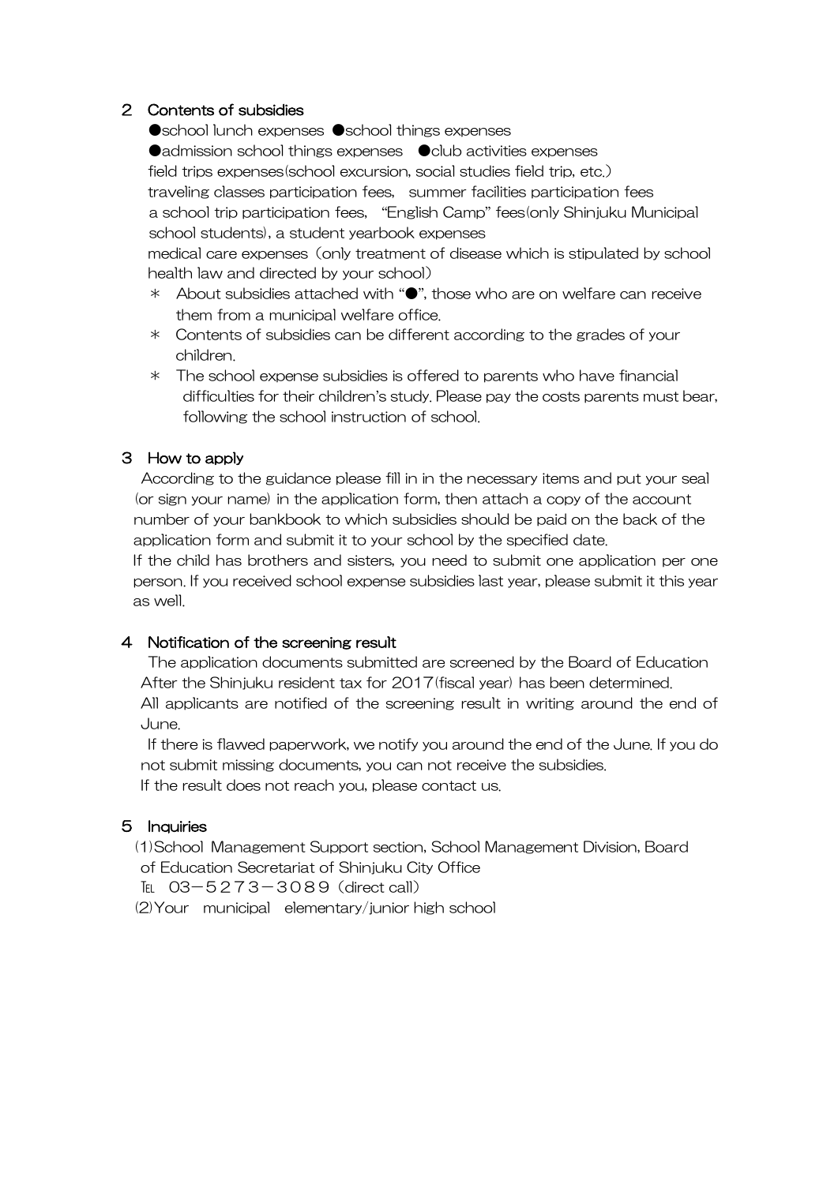## 2　Contents of subsidies

●school lunch expenses　●school things expenses
●admission school things expenses　●club activities expenses
field trips expenses(school excursion, social studies field trip, etc.)
traveling classes participation fees,　summer facilities participation fees
a school trip participation fees,　"English Camp" fees(only Shinjuku Municipal school students), a student yearbook expenses
medical care expenses（only treatment of disease which is stipulated by school health law and directed by your school）

＊　About subsidies attached with "●", those who are on welfare can receive them from a municipal welfare office.
＊　Contents of subsidies can be different according to the grades of your children.
＊　The school expense subsidies is offered to parents who have financial difficulties for their children's study. Please pay the costs parents must bear, following the school instruction of school.

## 3　How to apply

According to the guidance please fill in in the necessary items and put your seal (or sign your name) in the application form, then attach a copy of the account number of your bankbook to which subsidies should be paid on the back of the application form and submit it to your school by the specified date.
If the child has brothers and sisters, you need to submit one application per one person. If you received school expense subsidies last year, please submit it this year as well.

## 4　Notification of the screening result

The application documents submitted are screened by the Board of Education After the Shinjuku resident tax for 2017(fiscal year) has been determined.
All applicants are notified of the screening result in writing around the end of June.
If there is flawed paperwork, we notify you around the end of the June. If you do not submit missing documents, you can not receive the subsidies.
If the result does not reach you, please contact us.

## 5　Inquiries

(1)School Management Support section, School Management Division, Board of Education Secretariat of Shinjuku City Office
TEL　03－5273－3089（direct call）
(2)Your　municipal　elementary/junior high school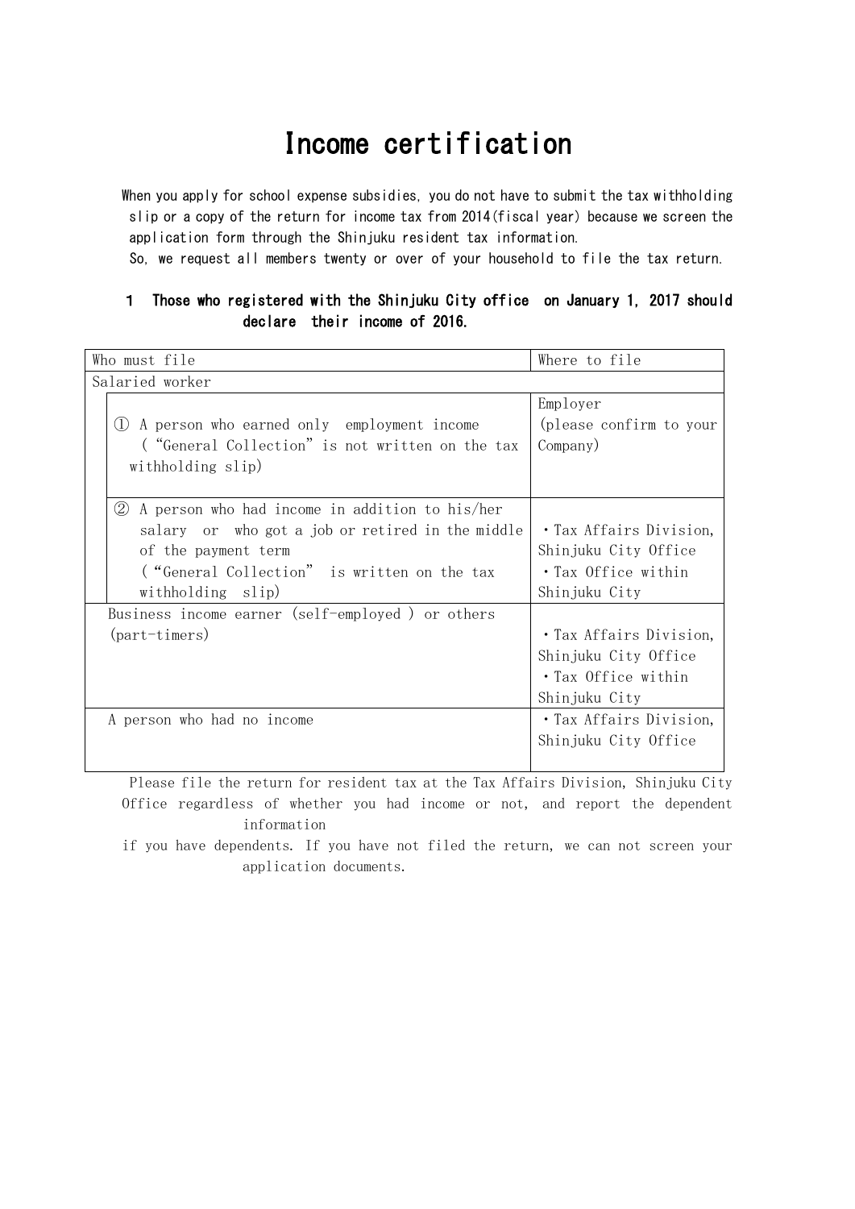# Income certification

When you apply for school expense subsidies, you do not have to submit the tax withholding slip or a copy of the return for income tax from 2014(fiscal year) because we screen the application form through the Shinjuku resident tax information.

So, we request all members twenty or over of your household to file the tax return.

**1 Those who registered with the Shinjuku City office on January 1, 2017 should declare their income of 2016.**

| Who must file | Where to file |
|---|---|
| Salaried worker | |
| ① A person who earned only employment income (“General Collection” is not written on the tax withholding slip) | Employer (please confirm to your Company) |
| ② A person who had income in addition to his/her salary or who got a job or retired in the middle of the payment term (“General Collection” is written on the tax withholding slip) | ・Tax Affairs Division, Shinjuku City Office<br>・Tax Office within Shinjuku City |
| Business income earner (self-employed ) or others (part-timers) | ・Tax Affairs Division, Shinjuku City Office<br>・Tax Office within Shinjuku City |
| A person who had no income | ・Tax Affairs Division, Shinjuku City Office |

Please file the return for resident tax at the Tax Affairs Division, Shinjuku City Office regardless of whether you had income or not, and report the dependent information if you have dependents. If you have not filed the return, we can not screen your application documents.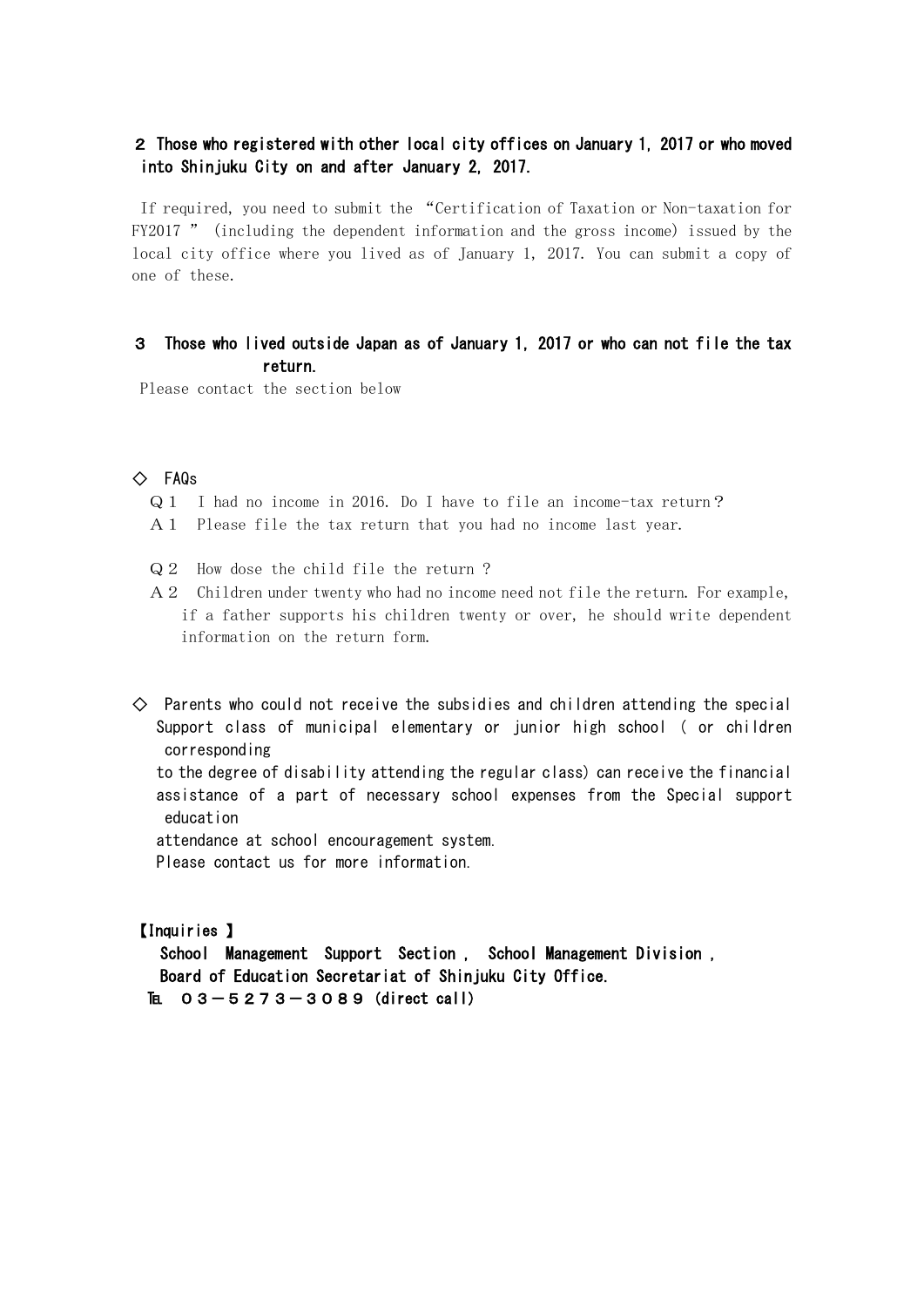## ２ Those who registered with other local city offices on January 1, 2017 or who moved into Shinjuku City on and after January 2, 2017.

If required, you need to submit the "Certification of Taxation or Non-taxation for FY2017 " (including the dependent information and the gross income) issued by the local city office where you lived as of January 1, 2017. You can submit a copy of one of these.

## ３ Those who lived outside Japan as of January 1, 2017 or who can not file the tax return.

Please contact the section below

◇ FAQs

Ｑ１ I had no income in 2016. Do I have to file an income-tax return？

Ａ１ Please file the tax return that you had no income last year.

Ｑ２ How dose the child file the return ?

Ａ２ Children under twenty who had no income need not file the return. For example, if a father supports his children twenty or over, he should write dependent information on the return form.

◇ Parents who could not receive the subsidies and children attending the special Support class of municipal elementary or junior high school ( or children corresponding to the degree of disability attending the regular class) can receive the financial assistance of a part of necessary school expenses from the Special support education attendance at school encouragement system.
Please contact us for more information.

【Inquiries 】

School Management Support Section , School Management Division ,
Board of Education Secretariat of Shinjuku City Office.

℡ ０３－５２７３－３０８９ (direct call)